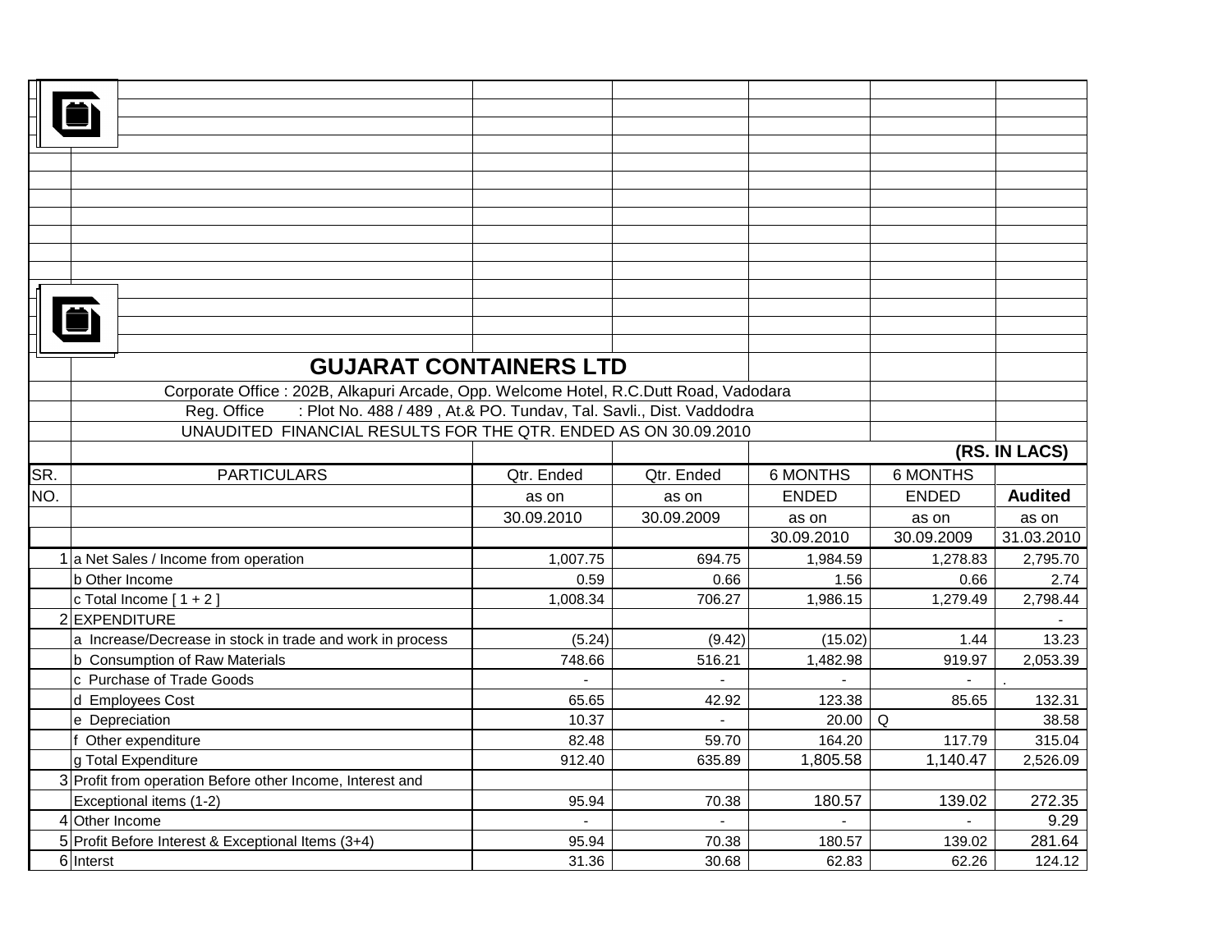# GUJARAT CONTAINERS LTD

Corporate Office : 202B, Alkapuri Arcade, Opp. Welcome Hotel, R.C.Dutt Road, Vadodara

Reg. Office : Plot No. 488 / 489 , At.& PO. Tundav, Tal. Savli., Dist. Vaddodra

UNAUDITED FINANCIAL RESULTS FOR THE QTR. ENDED AS ON 30.09.2010

**(RS. IN LACS)**

| SR. NO. | PARTICULARS | Qtr. Ended as on 30.09.2010 | Qtr. Ended as on 30.09.2009 | 6 MONTHS ENDED as on 30.09.2010 | 6 MONTHS ENDED as on 30.09.2009 | **Audited** as on 31.03.2010 |
|---|---|---|---|---|---|---|
| 1 | a Net Sales / Income from operation | 1,007.75 | 694.75 | 1,984.59 | 1,278.83 | 2,795.70 |
| | b Other Income | 0.59 | 0.66 | 1.56 | 0.66 | 2.74 |
| | c Total Income [ 1 + 2 ] | 1,008.34 | 706.27 | 1,986.15 | 1,279.49 | 2,798.44 |
| 2 | EXPENDITURE | | | | | - |
| | a Increase/Decrease in stock in trade and work in process | (5.24) | (9.42) | (15.02) | 1.44 | 13.23 |
| | b Consumption of Raw Materials | 748.66 | 516.21 | 1,482.98 | 919.97 | 2,053.39 |
| | c Purchase of Trade Goods | - | - | - | - | . |
| | d Employees Cost | 65.65 | 42.92 | 123.38 | 85.65 | 132.31 |
| | e Depreciation | 10.37 | - | 20.00 | Q | 38.58 |
| | f Other expenditure | 82.48 | 59.70 | 164.20 | 117.79 | 315.04 |
| | g Total Expenditure | 912.40 | 635.89 | 1,805.58 | 1,140.47 | 2,526.09 |
| 3 | Profit from operation Before other Income, Interest and Exceptional items (1-2) | 95.94 | 70.38 | 180.57 | 139.02 | 272.35 |
| 4 | Other Income | - | - | - | - | 9.29 |
| 5 | Profit Before Interest & Exceptional Items (3+4) | 95.94 | 70.38 | 180.57 | 139.02 | 281.64 |
| 6 | Interst | 31.36 | 30.68 | 62.83 | 62.26 | 124.12 |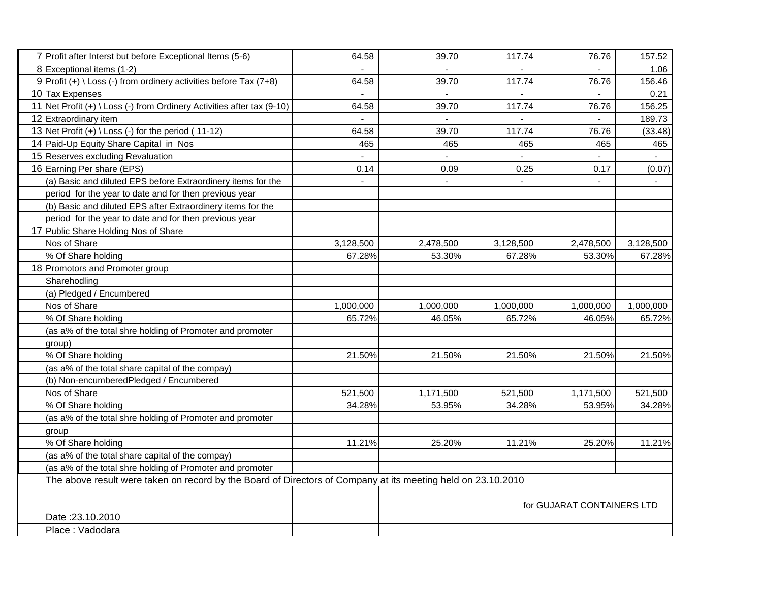| | | | | | | |
|---|---|---|---|---|---|---|
| 7 | Profit after Interst but before Exceptional Items (5-6) | 64.58 | 39.70 | 117.74 | 76.76 | 157.52 |
| 8 | Exceptional items (1-2) | - | - | - | - | 1.06 |
| 9 | Profit (+) \ Loss (-) from ordinery activities before Tax (7+8) | 64.58 | 39.70 | 117.74 | 76.76 | 156.46 |
| 10 | Tax Expenses | - | - | - | - | 0.21 |
| 11 | Net Profit (+) \ Loss (-) from Ordinery Activities after tax (9-10) | 64.58 | 39.70 | 117.74 | 76.76 | 156.25 |
| 12 | Extraordinary item | - | - | - | - | 189.73 |
| 13 | Net Profit (+) \ Loss (-) for the period ( 11-12) | 64.58 | 39.70 | 117.74 | 76.76 | (33.48) |
| 14 | Paid-Up Equity Share Capital in Nos | 465 | 465 | 465 | 465 | 465 |
| 15 | Reserves excluding Revaluation | - | - | - | - | - |
| 16 | Earning Per share (EPS) | 0.14 | 0.09 | 0.25 | 0.17 | (0.07) |
| | (a) Basic and diluted EPS before Extraordinery items for the | - | - | - | - | - |
| | period for the year to date and for then previous year | | | | | |
| | (b) Basic and diluted EPS after Extraordinery items for the | | | | | |
| | period for the year to date and for then previous year | | | | | |
| 17 | Public Share Holding Nos of Share | | | | | |
| | Nos of Share | 3,128,500 | 2,478,500 | 3,128,500 | 2,478,500 | 3,128,500 |
| | % Of Share holding | 67.28% | 53.30% | 67.28% | 53.30% | 67.28% |
| 18 | Promotors and Promoter group | | | | | |
| | Sharehodling | | | | | |
| | (a) Pledged / Encumbered | | | | | |
| | Nos of Share | 1,000,000 | 1,000,000 | 1,000,000 | 1,000,000 | 1,000,000 |
| | % Of Share holding | 65.72% | 46.05% | 65.72% | 46.05% | 65.72% |
| | (as a% of the total shre holding of Promoter and promoter | | | | | |
| | group) | | | | | |
| | % Of Share holding | 21.50% | 21.50% | 21.50% | 21.50% | 21.50% |
| | (as a% of the total share capital of the compay) | | | | | |
| | (b) Non-encumberedPledged / Encumbered | | | | | |
| | Nos of Share | 521,500 | 1,171,500 | 521,500 | 1,171,500 | 521,500 |
| | % Of Share holding | 34.28% | 53.95% | 34.28% | 53.95% | 34.28% |
| | (as a% of the total shre holding of Promoter and promoter | | | | | |
| | group | | | | | |
| | % Of Share holding | 11.21% | 25.20% | 11.21% | 25.20% | 11.21% |
| | (as a% of the total share capital of the compay) | | | | | |
| | (as a% of the total shre holding of Promoter and promoter | | | | | |

The above result were taken on record by the Board of Directors of Company at its meeting held on 23.10.2010

for GUJARAT CONTAINERS LTD

Date :23.10.2010

Place : Vadodara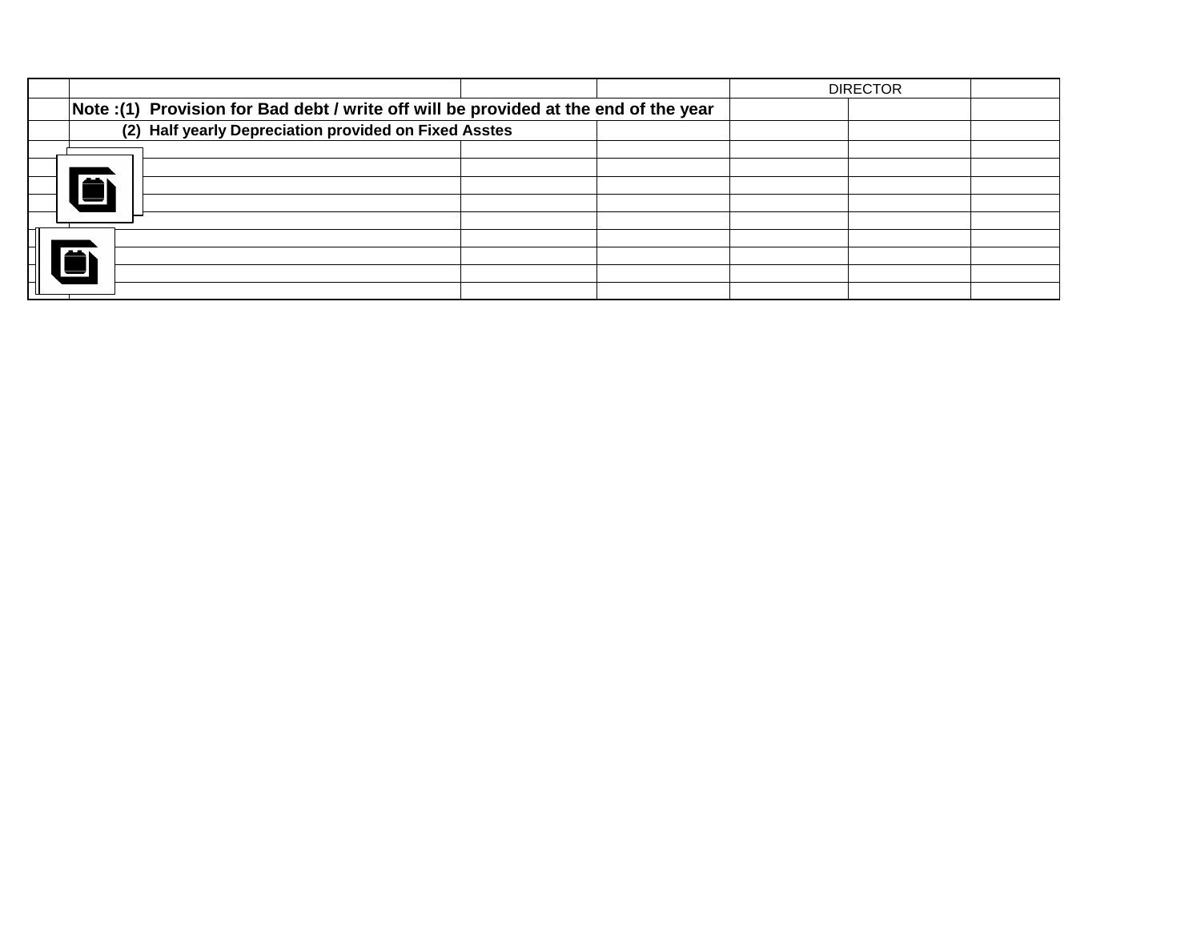| | | | | DIRECTOR | | |
|---|---|---|---|---|---|---|

**Note :(1) Provision for Bad debt / write off will be provided at the end of the year**

**(2) Half yearly Depreciation provided on Fixed Asstes**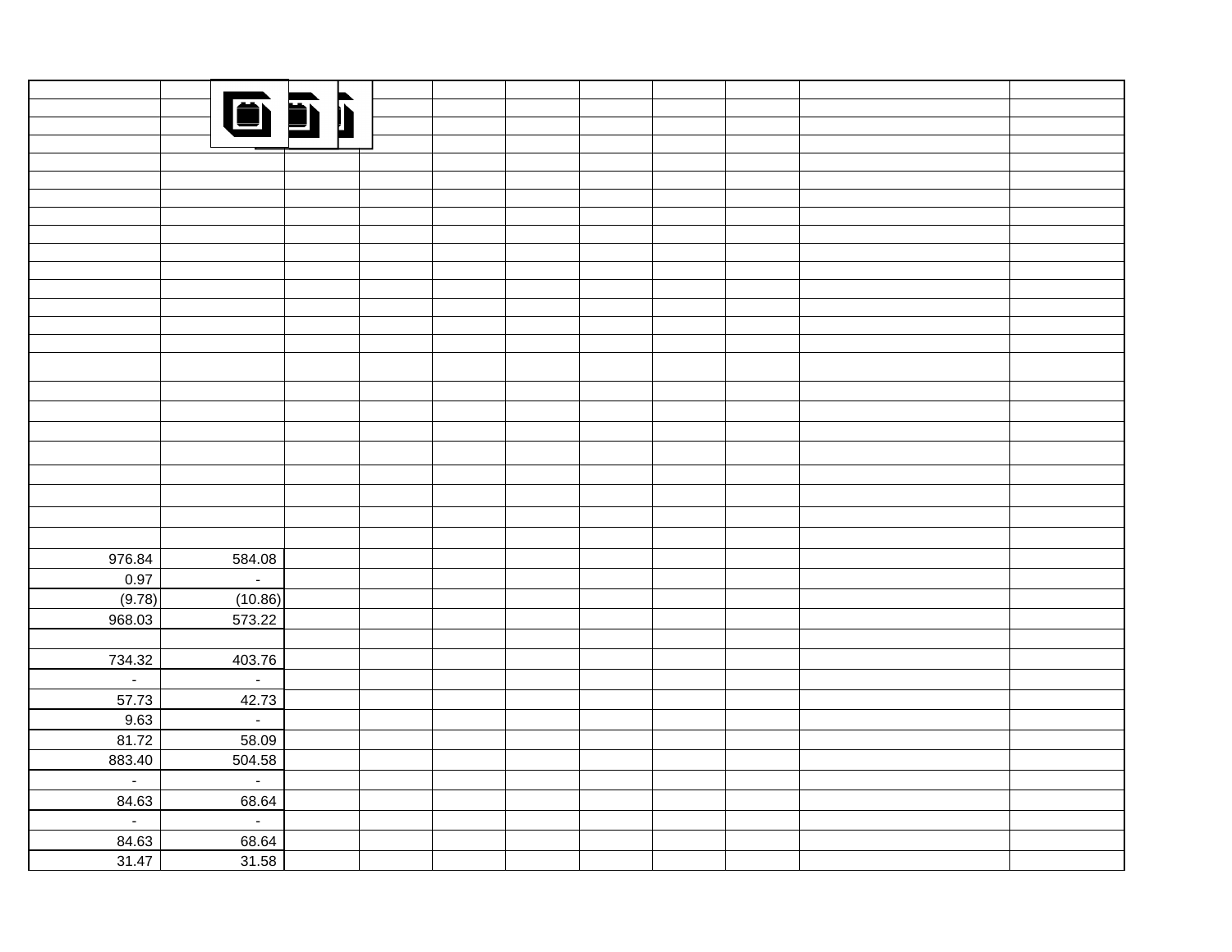| | | | | | | | | | | |
|---|---|---|---|---|---|---|---|---|---|---|
| 976.84 | 584.08 | | | | | | | | | |
| 0.97 | - | | | | | | | | | |
| (9.78) | (10.86) | | | | | | | | | |
| 968.03 | 573.22 | | | | | | | | | |
| | | | | | | | | | | |
| 734.32 | 403.76 | | | | | | | | | |
| - | - | | | | | | | | | |
| 57.73 | 42.73 | | | | | | | | | |
| 9.63 | - | | | | | | | | | |
| 81.72 | 58.09 | | | | | | | | | |
| 883.40 | 504.58 | | | | | | | | | |
| - | - | | | | | | | | | |
| 84.63 | 68.64 | | | | | | | | | |
| - | - | | | | | | | | | |
| 84.63 | 68.64 | | | | | | | | | |
| 31.47 | 31.58 | | | | | | | | | |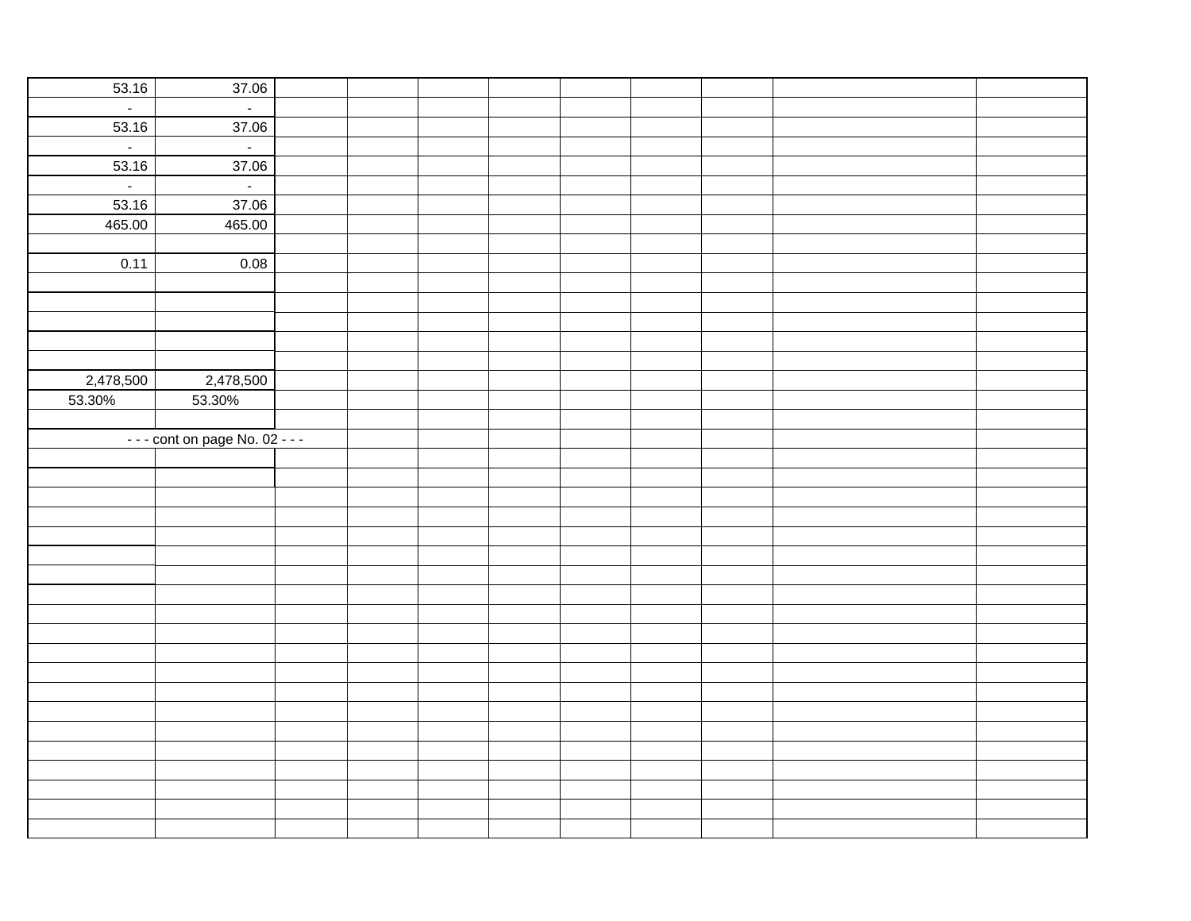| | | | | | | | | | | |
|---|---|---|---|---|---|---|---|---|---|---|
| 53.16 | 37.06 | | | | | | | | | |
| - | - | | | | | | | | | |
| 53.16 | 37.06 | | | | | | | | | |
| - | - | | | | | | | | | |
| 53.16 | 37.06 | | | | | | | | | |
| - | - | | | | | | | | | |
| 53.16 | 37.06 | | | | | | | | | |
| 465.00 | 465.00 | | | | | | | | | |
| | | | | | | | | | | |
| 0.11 | 0.08 | | | | | | | | | |
| | | | | | | | | | | |
| | | | | | | | | | | |
| | | | | | | | | | | |
| | | | | | | | | | | |
| | | | | | | | | | | |
| 2,478,500 | 2,478,500 | | | | | | | | | |
| 53.30% | 53.30% | | | | | | | | | |
| | | | | | | | | | | |
| - - - cont on page No. 02 - - - | | | | | | | | | | |